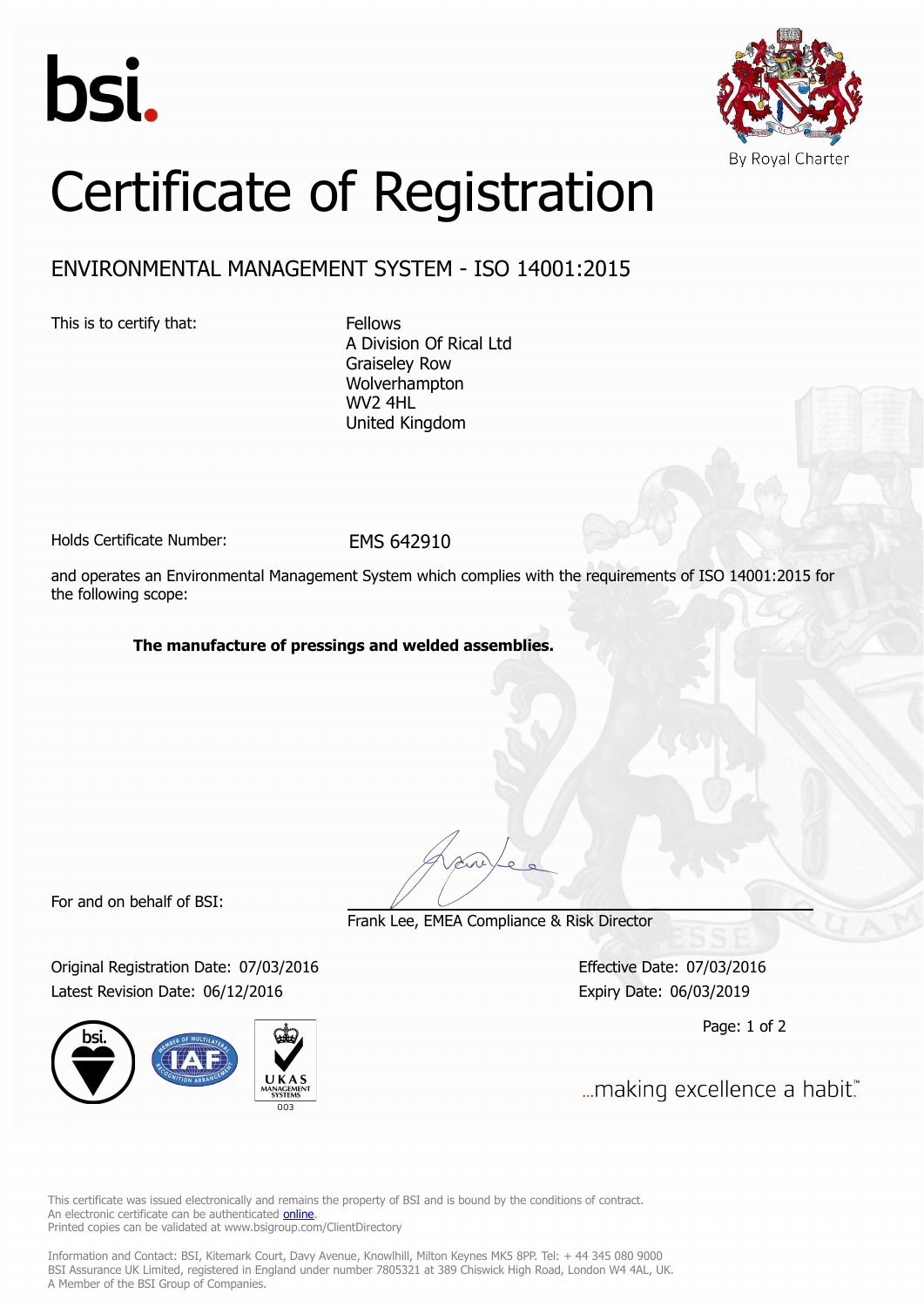bsi.

By Royal Charter

# Certificate of Registration

## ENVIRONMENTAL MANAGEMENT SYSTEM - ISO 14001:2015

This is to certify that:

Fellows
A Division Of Rical Ltd
Graiseley Row
Wolverhampton
WV2 4HL
United Kingdom

Holds Certificate Number: EMS 642910

and operates an Environmental Management System which complies with the requirements of ISO 14001:2015 for the following scope:

**The manufacture of pressings and welded assemblies.**

For and on behalf of BSI:

Frank Lee, EMEA Compliance & Risk Director

Original Registration Date: 07/03/2016
Latest Revision Date: 06/12/2016

Effective Date: 07/03/2016
Expiry Date: 06/03/2019

...making excellence a habit.™

This certificate was issued electronically and remains the property of BSI and is bound by the conditions of contract.
An electronic certificate can be authenticated online.
Printed copies can be validated at www.bsigroup.com/ClientDirectory

Information and Contact: BSI, Kitemark Court, Davy Avenue, Knowlhill, Milton Keynes MK5 8PP. Tel: + 44 345 080 9000
BSI Assurance UK Limited, registered in England under number 7805321 at 389 Chiswick High Road, London W4 4AL, UK.
A Member of the BSI Group of Companies.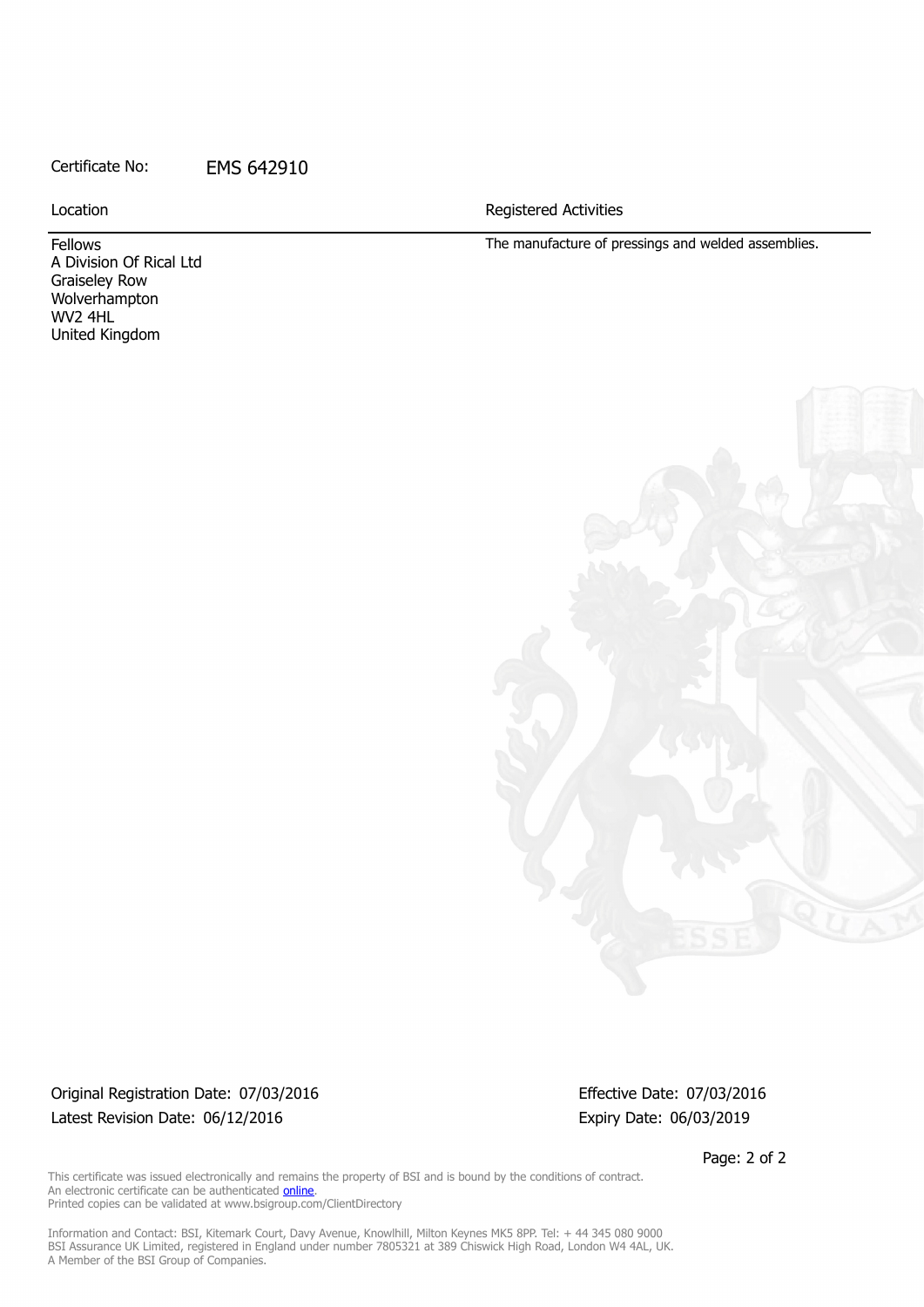Certificate No: EMS 642910

| Location | Registered Activities |
| --- | --- |
| Fellows<br>A Division Of Rical Ltd<br>Graiseley Row<br>Wolverhampton<br>WV2 4HL<br>United Kingdom | The manufacture of pressings and welded assemblies. |

Original Registration Date: 07/03/2016

Latest Revision Date: 06/12/2016

Effective Date: 07/03/2016

Expiry Date: 06/03/2019

This certificate was issued electronically and remains the property of BSI and is bound by the conditions of contract.
An electronic certificate can be authenticated online.
Printed copies can be validated at www.bsigroup.com/ClientDirectory

Information and Contact: BSI, Kitemark Court, Davy Avenue, Knowlhill, Milton Keynes MK5 8PP. Tel: + 44 345 080 9000
BSI Assurance UK Limited, registered in England under number 7805321 at 389 Chiswick High Road, London W4 4AL, UK.
A Member of the BSI Group of Companies.